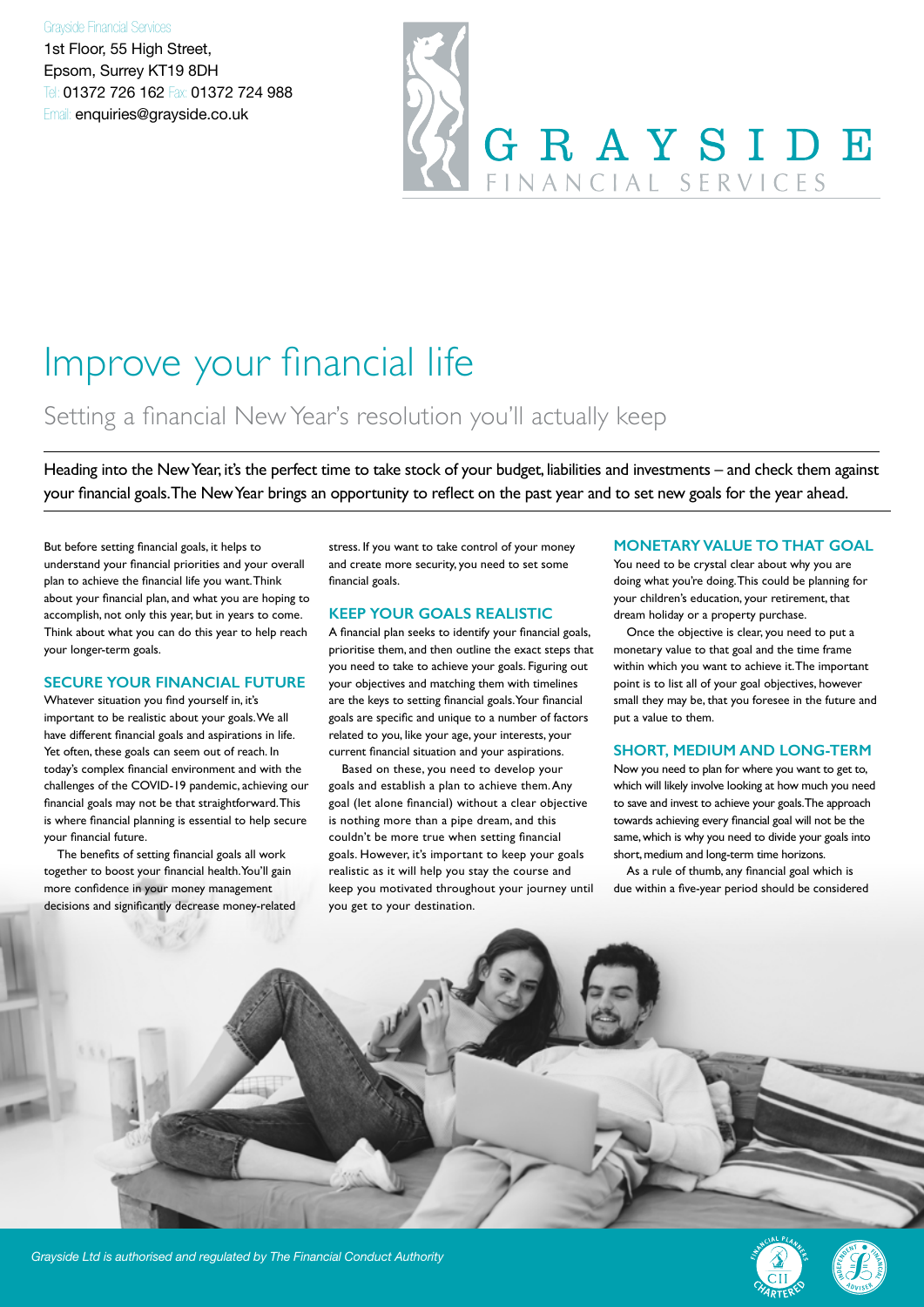Grayside Financial Services
1st Floor, 55 High Street,
Epsom, Surrey KT19 8DH
Tel: 01372 726 162 Fax: 01372 724 988
Email: enquiries@grayside.co.uk

GRAYSIDE
FINANCIAL SERVICES

# Improve your financial life

## Setting a financial New Year's resolution you'll actually keep

Heading into the New Year, it's the perfect time to take stock of your budget, liabilities and investments – and check them against your financial goals. The New Year brings an opportunity to reflect on the past year and to set new goals for the year ahead.

But before setting financial goals, it helps to understand your financial priorities and your overall plan to achieve the financial life you want. Think about your financial plan, and what you are hoping to accomplish, not only this year, but in years to come. Think about what you can do this year to help reach your longer-term goals.

### SECURE YOUR FINANCIAL FUTURE

Whatever situation you find yourself in, it's important to be realistic about your goals. We all have different financial goals and aspirations in life. Yet often, these goals can seem out of reach. In today's complex financial environment and with the challenges of the COVID-19 pandemic, achieving our financial goals may not be that straightforward. This is where financial planning is essential to help secure your financial future.

The benefits of setting financial goals all work together to boost your financial health. You'll gain more confidence in your money management decisions and significantly decrease money-related stress. If you want to take control of your money and create more security, you need to set some financial goals.

### KEEP YOUR GOALS REALISTIC

A financial plan seeks to identify your financial goals, prioritise them, and then outline the exact steps that you need to take to achieve your goals. Figuring out your objectives and matching them with timelines are the keys to setting financial goals. Your financial goals are specific and unique to a number of factors related to you, like your age, your interests, your current financial situation and your aspirations.

Based on these, you need to develop your goals and establish a plan to achieve them. Any goal (let alone financial) without a clear objective is nothing more than a pipe dream, and this couldn't be more true when setting financial goals. However, it's important to keep your goals realistic as it will help you stay the course and keep you motivated throughout your journey until you get to your destination.

### MONETARY VALUE TO THAT GOAL

You need to be crystal clear about why you are doing what you're doing. This could be planning for your children's education, your retirement, that dream holiday or a property purchase.

Once the objective is clear, you need to put a monetary value to that goal and the time frame within which you want to achieve it. The important point is to list all of your goal objectives, however small they may be, that you foresee in the future and put a value to them.

### SHORT, MEDIUM AND LONG-TERM

Now you need to plan for where you want to get to, which will likely involve looking at how much you need to save and invest to achieve your goals. The approach towards achieving every financial goal will not be the same, which is why you need to divide your goals into short, medium and long-term time horizons.

As a rule of thumb, any financial goal which is due within a five-year period should be considered

*Grayside Ltd is authorised and regulated by The Financial Conduct Authority*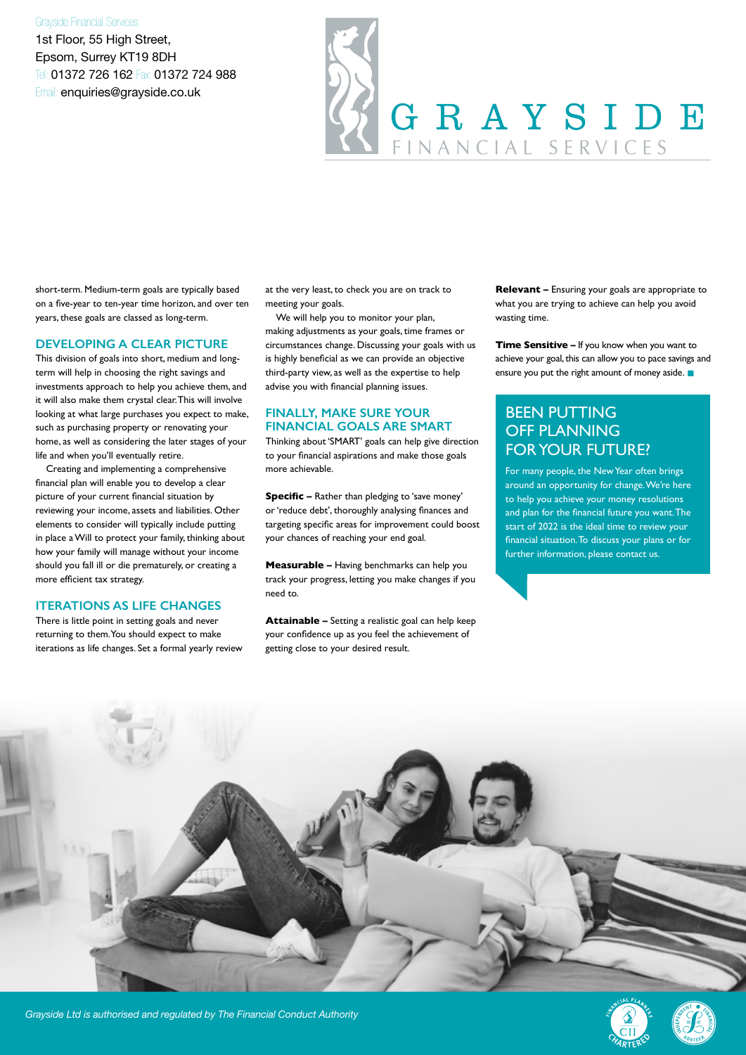Grayside Financial Services
1st Floor, 55 High Street,
Epsom, Surrey KT19 8DH
Tel: 01372 726 162 Fax: 01372 724 988
Email: enquiries@grayside.co.uk

GRAYSIDE
FINANCIAL SERVICES

short-term. Medium-term goals are typically based on a five-year to ten-year time horizon, and over ten years, these goals are classed as long-term.

## DEVELOPING A CLEAR PICTURE

This division of goals into short, medium and long-term will help in choosing the right savings and investments approach to help you achieve them, and it will also make them crystal clear. This will involve looking at what large purchases you expect to make, such as purchasing property or renovating your home, as well as considering the later stages of your life and when you'll eventually retire.

Creating and implementing a comprehensive financial plan will enable you to develop a clear picture of your current financial situation by reviewing your income, assets and liabilities. Other elements to consider will typically include putting in place a Will to protect your family, thinking about how your family will manage without your income should you fall ill or die prematurely, or creating a more efficient tax strategy.

## ITERATIONS AS LIFE CHANGES

There is little point in setting goals and never returning to them. You should expect to make iterations as life changes. Set a formal yearly review at the very least, to check you are on track to meeting your goals.

We will help you to monitor your plan, making adjustments as your goals, time frames or circumstances change. Discussing your goals with us is highly beneficial as we can provide an objective third-party view, as well as the expertise to help advise you with financial planning issues.

## FINALLY, MAKE SURE YOUR FINANCIAL GOALS ARE SMART

Thinking about 'SMART' goals can help give direction to your financial aspirations and make those goals more achievable.

**Specific –** Rather than pledging to 'save money' or 'reduce debt', thoroughly analysing finances and targeting specific areas for improvement could boost your chances of reaching your end goal.

**Measurable –** Having benchmarks can help you track your progress, letting you make changes if you need to.

**Attainable –** Setting a realistic goal can help keep your confidence up as you feel the achievement of getting close to your desired result.

**Relevant –** Ensuring your goals are appropriate to what you are trying to achieve can help you avoid wasting time.

**Time Sensitive –** If you know when you want to achieve your goal, this can allow you to pace savings and ensure you put the right amount of money aside. ■

## BEEN PUTTING OFF PLANNING FOR YOUR FUTURE?

For many people, the New Year often brings around an opportunity for change. We're here to help you achieve your money resolutions and plan for the financial future you want. The start of 2022 is the ideal time to review your financial situation. To discuss your plans or for further information, please contact us.

*Grayside Ltd is authorised and regulated by The Financial Conduct Authority*